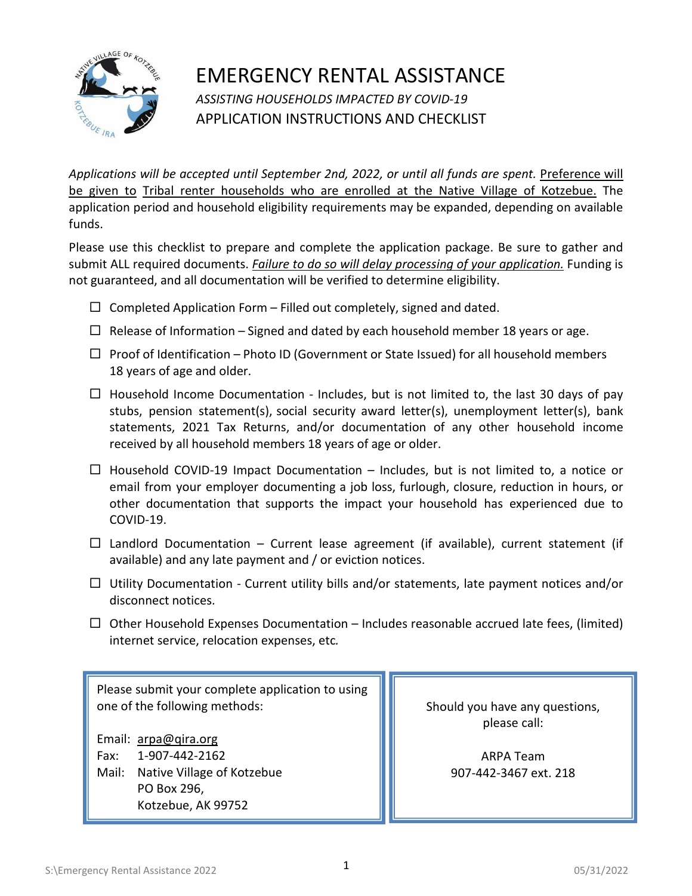# EMERGENCY RENTAL ASSISTANCE

*ASSISTING HOUSEHOLDS IMPACTED BY COVID-19*

APPLICATION INSTRUCTIONS AND CHECKLIST

*Applications will be accepted until September 2nd, 2022, or until all funds are spent.* Preference will be given to Tribal renter households who are enrolled at the Native Village of Kotzebue. The application period and household eligibility requirements may be expanded, depending on available funds.

Please use this checklist to prepare and complete the application package. Be sure to gather and submit ALL required documents. *Failure to do so will delay processing of your application.* Funding is not guaranteed, and all documentation will be verified to determine eligibility.

- ☐ Completed Application Form – Filled out completely, signed and dated.
- ☐ Release of Information – Signed and dated by each household member 18 years or age.
- ☐ Proof of Identification – Photo ID (Government or State Issued) for all household members 18 years of age and older.
- ☐ Household Income Documentation - Includes, but is not limited to, the last 30 days of pay stubs, pension statement(s), social security award letter(s), unemployment letter(s), bank statements, 2021 Tax Returns, and/or documentation of any other household income received by all household members 18 years of age or older.
- ☐ Household COVID-19 Impact Documentation – Includes, but is not limited to, a notice or email from your employer documenting a job loss, furlough, closure, reduction in hours, or other documentation that supports the impact your household has experienced due to COVID-19.
- ☐ Landlord Documentation – Current lease agreement (if available), current statement (if available) and any late payment and / or eviction notices.
- ☐ Utility Documentation - Current utility bills and/or statements, late payment notices and/or disconnect notices.
- ☐ Other Household Expenses Documentation – Includes reasonable accrued late fees, (limited) internet service, relocation expenses, etc.

Please submit your complete application to using one of the following methods:

Email: arpa@qira.org
Fax: 1-907-442-2162
Mail: Native Village of Kotzebue
PO Box 296,
Kotzebue, AK 99752

Should you have any questions, please call:

ARPA Team
907-442-3467 ext. 218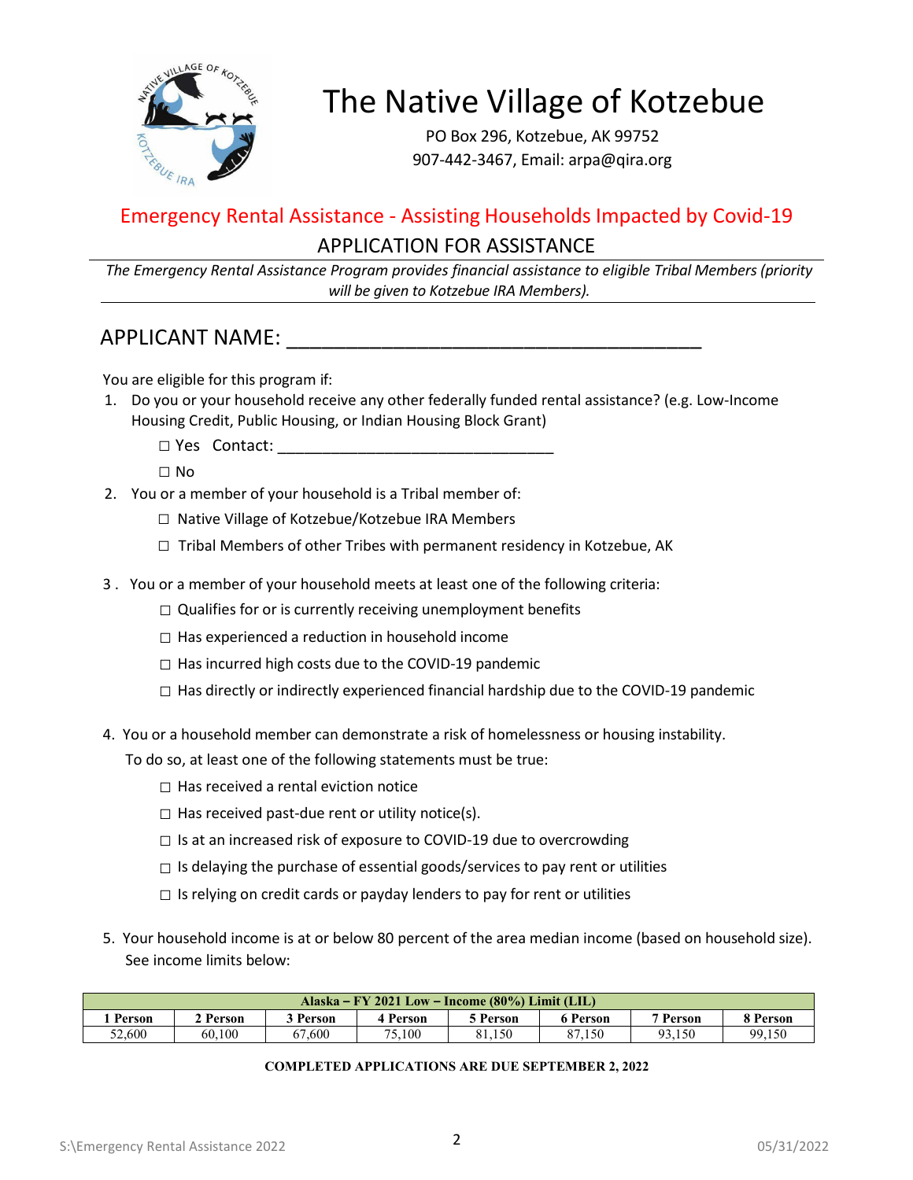# The Native Village of Kotzebue

PO Box 296, Kotzebue, AK 99752
907-442-3467, Email: arpa@qira.org

## Emergency Rental Assistance - Assisting Households Impacted by Covid-19

## APPLICATION FOR ASSISTANCE

*The Emergency Rental Assistance Program provides financial assistance to eligible Tribal Members (priority will be given to Kotzebue IRA Members).*

## APPLICANT NAME: ______________________________________

You are eligible for this program if:

1. Do you or your household receive any other federally funded rental assistance? (e.g. Low-Income Housing Credit, Public Housing, or Indian Housing Block Grant)
   - ☐ Yes Contact: ________________________________
   - ☐ No
2. You or a member of your household is a Tribal member of:
   - ☐ Native Village of Kotzebue/Kotzebue IRA Members
   - ☐ Tribal Members of other Tribes with permanent residency in Kotzebue, AK
3. You or a member of your household meets at least one of the following criteria:
   - ☐ Qualifies for or is currently receiving unemployment benefits
   - ☐ Has experienced a reduction in household income
   - ☐ Has incurred high costs due to the COVID-19 pandemic
   - ☐ Has directly or indirectly experienced financial hardship due to the COVID-19 pandemic
4. You or a household member can demonstrate a risk of homelessness or housing instability. To do so, at least one of the following statements must be true:
   - ☐ Has received a rental eviction notice
   - ☐ Has received past-due rent or utility notice(s).
   - ☐ Is at an increased risk of exposure to COVID-19 due to overcrowding
   - ☐ Is delaying the purchase of essential goods/services to pay rent or utilities
   - ☐ Is relying on credit cards or payday lenders to pay for rent or utilities
5. Your household income is at or below 80 percent of the area median income (based on household size). See income limits below:

| Alaska – FY 2021 Low – Income (80%) Limit (LIL) | | | | | | | |
|---|---|---|---|---|---|---|---|
| **1 Person** | **2 Person** | **3 Person** | **4 Person** | **5 Person** | **6 Person** | **7 Person** | **8 Person** |
| 52,600 | 60,100 | 67,600 | 75,100 | 81,150 | 87,150 | 93,150 | 99,150 |

**COMPLETED APPLICATIONS ARE DUE SEPTEMBER 2, 2022**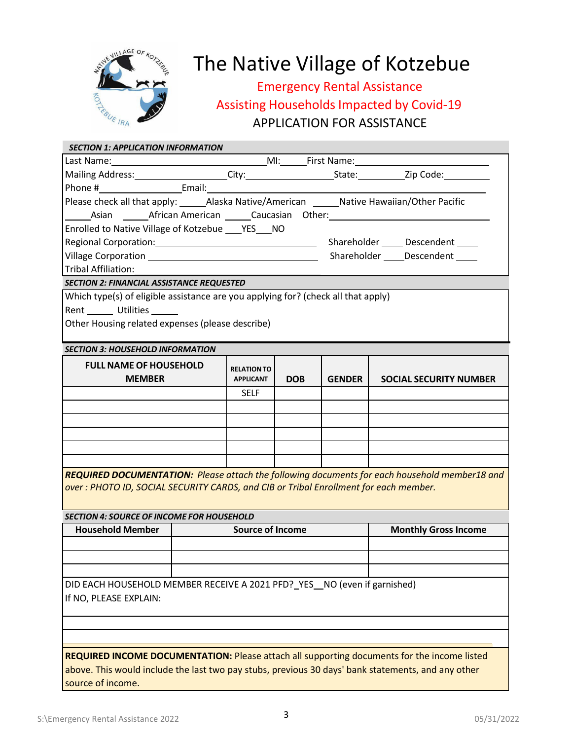# The Native Village of Kotzebue

## Emergency Rental Assistance

## Assisting Households Impacted by Covid-19

## APPLICATION FOR ASSISTANCE

***SECTION 1: APPLICATION INFORMATION***

Last Name:______________________________ MI:_____ First Name:__________________________

Mailing Address:__________________ City:_________________ State:_________ Zip Code:_________

Phone #________________ Email:_____________________________________________________

Please check all that apply: _____Alaska Native/American _____Native Hawaiian/Other Pacific

_____Asian _____African American _____Caucasian Other:______________________________

Enrolled to Native Village of Kotzebue ___YES___NO

Regional Corporation:________________________________ Shareholder ____ Descendent ____

Village Corporation ________________________________ Shareholder ____ Descendent ____

Tribal Affiliation:________________________________

***SECTION 2: FINANCIAL ASSISTANCE REQUESTED***

Which type(s) of eligible assistance are you applying for? (check all that apply)

Rent _____ Utilities _____

Other Housing related expenses (please describe)

***SECTION 3: HOUSEHOLD INFORMATION***

| FULL NAME OF HOUSEHOLD MEMBER | RELATION TO APPLICANT | DOB | GENDER | SOCIAL SECURITY NUMBER |
|---|---|---|---|---|
| | SELF | | | |
| | | | | |
| | | | | |
| | | | | |
| | | | | |
| | | | | |

***REQUIRED DOCUMENTATION:*** *Please attach the following documents for each household member18 and over : PHOTO ID, SOCIAL SECURITY CARDS, and CIB or Tribal Enrollment for each member.*

***SECTION 4: SOURCE OF INCOME FOR HOUSEHOLD***

| Household Member | Source of Income | Monthly Gross Income |
|---|---|---|
| | | |
| | | |
| | | |

DID EACH HOUSEHOLD MEMBER RECEIVE A 2021 PFD?_YES__NO (even if garnished)

If NO, PLEASE EXPLAIN:

**REQUIRED INCOME DOCUMENTATION:** Please attach all supporting documents for the income listed above. This would include the last two pay stubs, previous 30 days' bank statements, and any other source of income.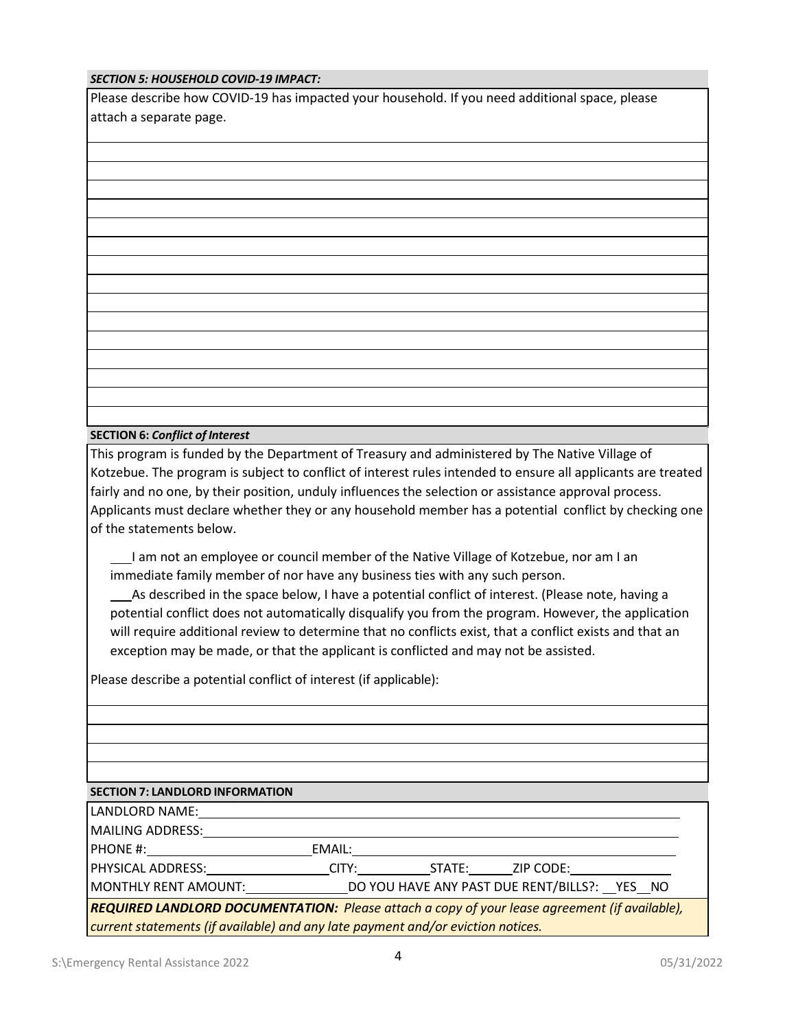***SECTION 5: HOUSEHOLD COVID-19 IMPACT:***

Please describe how COVID-19 has impacted your household. If you need additional space, please attach a separate page.

**SECTION 6:** ***Conflict of Interest***

This program is funded by the Department of Treasury and administered by The Native Village of Kotzebue. The program is subject to conflict of interest rules intended to ensure all applicants are treated fairly and no one, by their position, unduly influences the selection or assistance approval process. Applicants must declare whether they or any household member has a potential conflict by checking one of the statements below.

___I am not an employee or council member of the Native Village of Kotzebue, nor am I an immediate family member of nor have any business ties with any such person.

___As described in the space below, I have a potential conflict of interest. (Please note, having a potential conflict does not automatically disqualify you from the program. However, the application will require additional review to determine that no conflicts exist, that a conflict exists and that an exception may be made, or that the applicant is conflicted and may not be assisted.

Please describe a potential conflict of interest (if applicable):

**SECTION 7: LANDLORD INFORMATION**

LANDLORD NAME:

MAILING ADDRESS:

PHONE #: EMAIL:

PHYSICAL ADDRESS: CITY: STATE: ZIP CODE:

MONTHLY RENT AMOUNT: DO YOU HAVE ANY PAST DUE RENT/BILLS?: __YES__NO

***REQUIRED LANDLORD DOCUMENTATION:*** *Please attach a copy of your lease agreement (if available), current statements (if available) and any late payment and/or eviction notices.*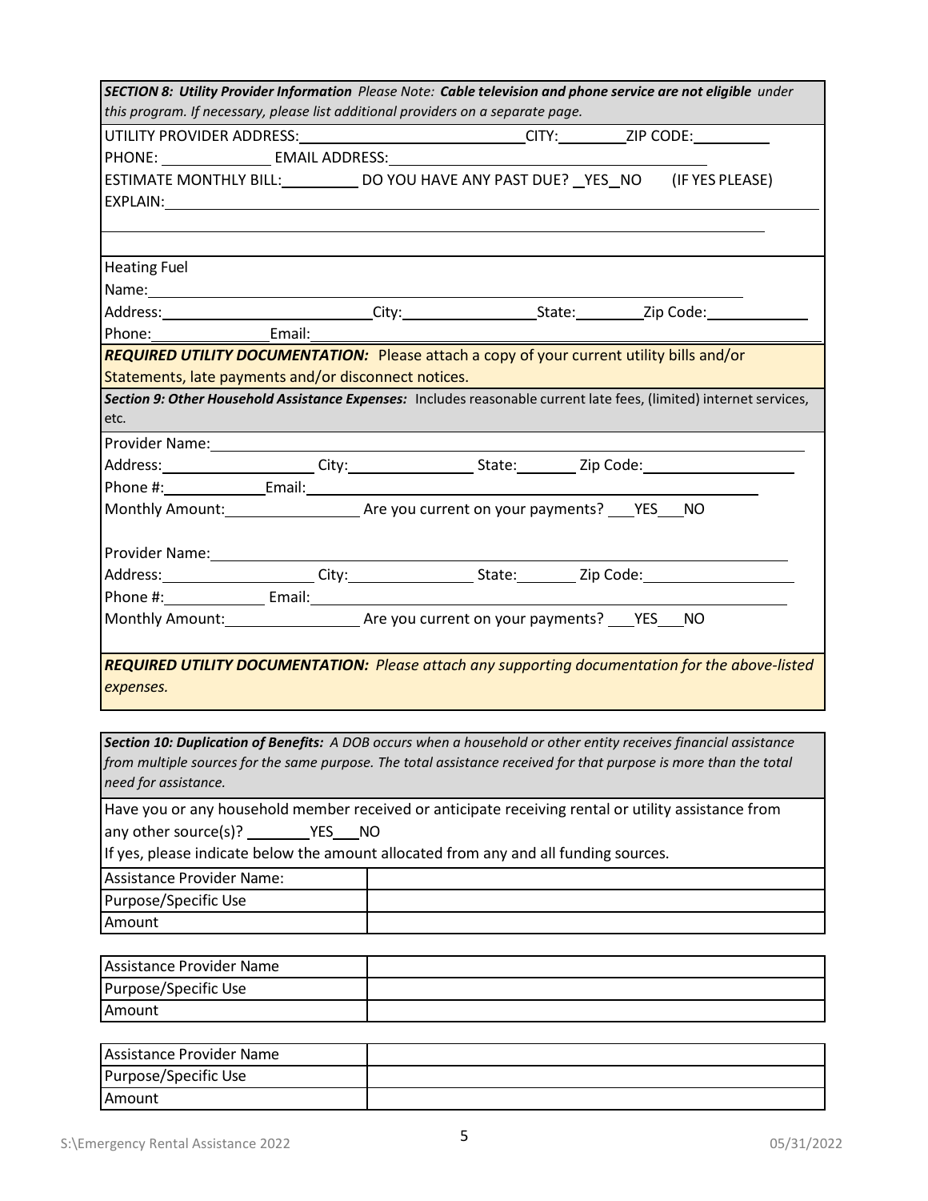***SECTION 8: Utility Provider Information*** *Please Note:* ***Cable television and phone service are not eligible*** *under this program. If necessary, please list additional providers on a separate page.*

UTILITY PROVIDER ADDRESS:______________________________CITY:__________ZIP CODE:__________

PHONE: ______________ EMAIL ADDRESS:______________________________________

ESTIMATE MONTHLY BILL:__________ DO YOU HAVE ANY PAST DUE? __YES__NO (IF YES PLEASE)

EXPLAIN:________________________________________________________________________

________________________________________________________________________

Heating Fuel

Name:________________________________________________________________________

Address:___________________________City:_________________State:_________Zip Code:_____________

Phone:_______________Email:_____________________________________________________________

***REQUIRED UTILITY DOCUMENTATION:*** Please attach a copy of your current utility bills and/or Statements, late payments and/or disconnect notices.

***Section 9: Other Household Assistance Expenses:*** Includes reasonable current late fees, (limited) internet services, etc.

Provider Name:________________________________________________________________________

Address:____________________ City:_________________ State:________ Zip Code:____________________

Phone #:_____________Email:_____________________________________________________________

Monthly Amount:_________________ Are you current on your payments? ___YES___NO

Provider Name:________________________________________________________________________

Address:____________________ City:_________________ State:________ Zip Code:____________________

Phone #:_____________ Email:_____________________________________________________________

Monthly Amount:_________________ Are you current on your payments? ___YES___NO

***REQUIRED UTILITY DOCUMENTATION:*** *Please attach any supporting documentation for the above-listed expenses.*

***Section 10: Duplication of Benefits:*** *A DOB occurs when a household or other entity receives financial assistance from multiple sources for the same purpose. The total assistance received for that purpose is more than the total need for assistance.*

Have you or any household member received or anticipate receiving rental or utility assistance from any other source(s)? ________YES___NO

If yes, please indicate below the amount allocated from any and all funding sources.

| Assistance Provider Name: | |
|---|---|
| Purpose/Specific Use | |
| Amount | |

| Assistance Provider Name | |
|---|---|
| Purpose/Specific Use | |
| Amount | |

| Assistance Provider Name | |
|---|---|
| Purpose/Specific Use | |
| Amount | |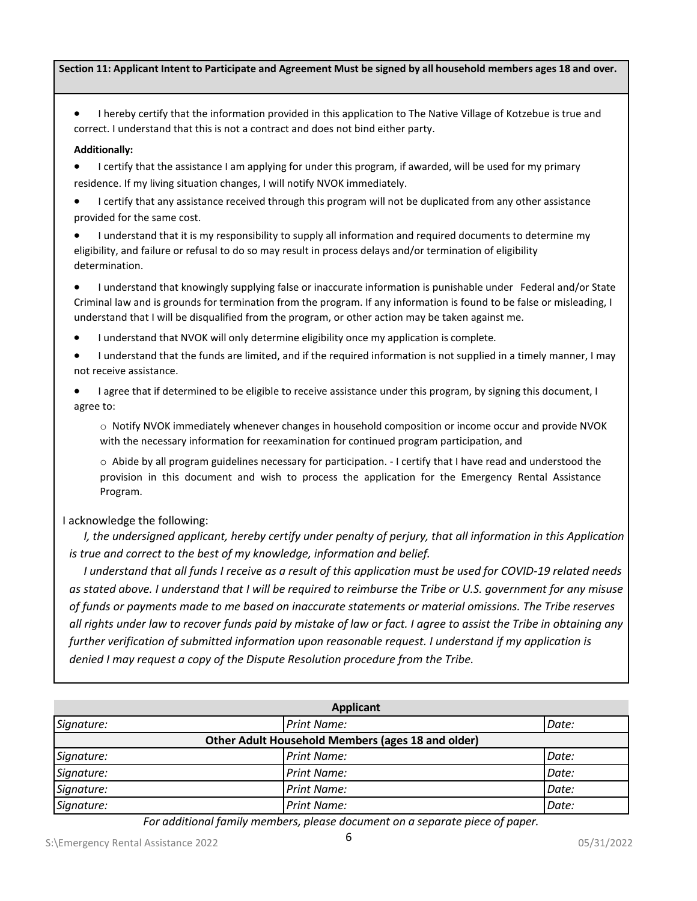**Section 11: Applicant Intent to Participate and Agreement Must be signed by all household members ages 18 and over.**

- I hereby certify that the information provided in this application to The Native Village of Kotzebue is true and correct. I understand that this is not a contract and does not bind either party.

**Additionally:**

- I certify that the assistance I am applying for under this program, if awarded, will be used for my primary residence. If my living situation changes, I will notify NVOK immediately.
- I certify that any assistance received through this program will not be duplicated from any other assistance provided for the same cost.
- I understand that it is my responsibility to supply all information and required documents to determine my eligibility, and failure or refusal to do so may result in process delays and/or termination of eligibility determination.
- I understand that knowingly supplying false or inaccurate information is punishable under Federal and/or State Criminal law and is grounds for termination from the program. If any information is found to be false or misleading, I understand that I will be disqualified from the program, or other action may be taken against me.
- I understand that NVOK will only determine eligibility once my application is complete.
- I understand that the funds are limited, and if the required information is not supplied in a timely manner, I may not receive assistance.
- I agree that if determined to be eligible to receive assistance under this program, by signing this document, I agree to:
  - Notify NVOK immediately whenever changes in household composition or income occur and provide NVOK with the necessary information for reexamination for continued program participation, and
  - Abide by all program guidelines necessary for participation. - I certify that I have read and understood the provision in this document and wish to process the application for the Emergency Rental Assistance Program.

I acknowledge the following:

*I, the undersigned applicant, hereby certify under penalty of perjury, that all information in this Application is true and correct to the best of my knowledge, information and belief.*

*I understand that all funds I receive as a result of this application must be used for COVID-19 related needs as stated above. I understand that I will be required to reimburse the Tribe or U.S. government for any misuse of funds or payments made to me based on inaccurate statements or material omissions. The Tribe reserves all rights under law to recover funds paid by mistake of law or fact. I agree to assist the Tribe in obtaining any further verification of submitted information upon reasonable request. I understand if my application is denied I may request a copy of the Dispute Resolution procedure from the Tribe.*

| **Applicant** | | |
|---|---|---|
| *Signature:* | *Print Name:* | *Date:* |
| **Other Adult Household Members (ages 18 and older)** | | |
| *Signature:* | *Print Name:* | *Date:* |
| *Signature:* | *Print Name:* | *Date:* |
| *Signature:* | *Print Name:* | *Date:* |
| *Signature:* | *Print Name:* | *Date:* |

*For additional family members, please document on a separate piece of paper.*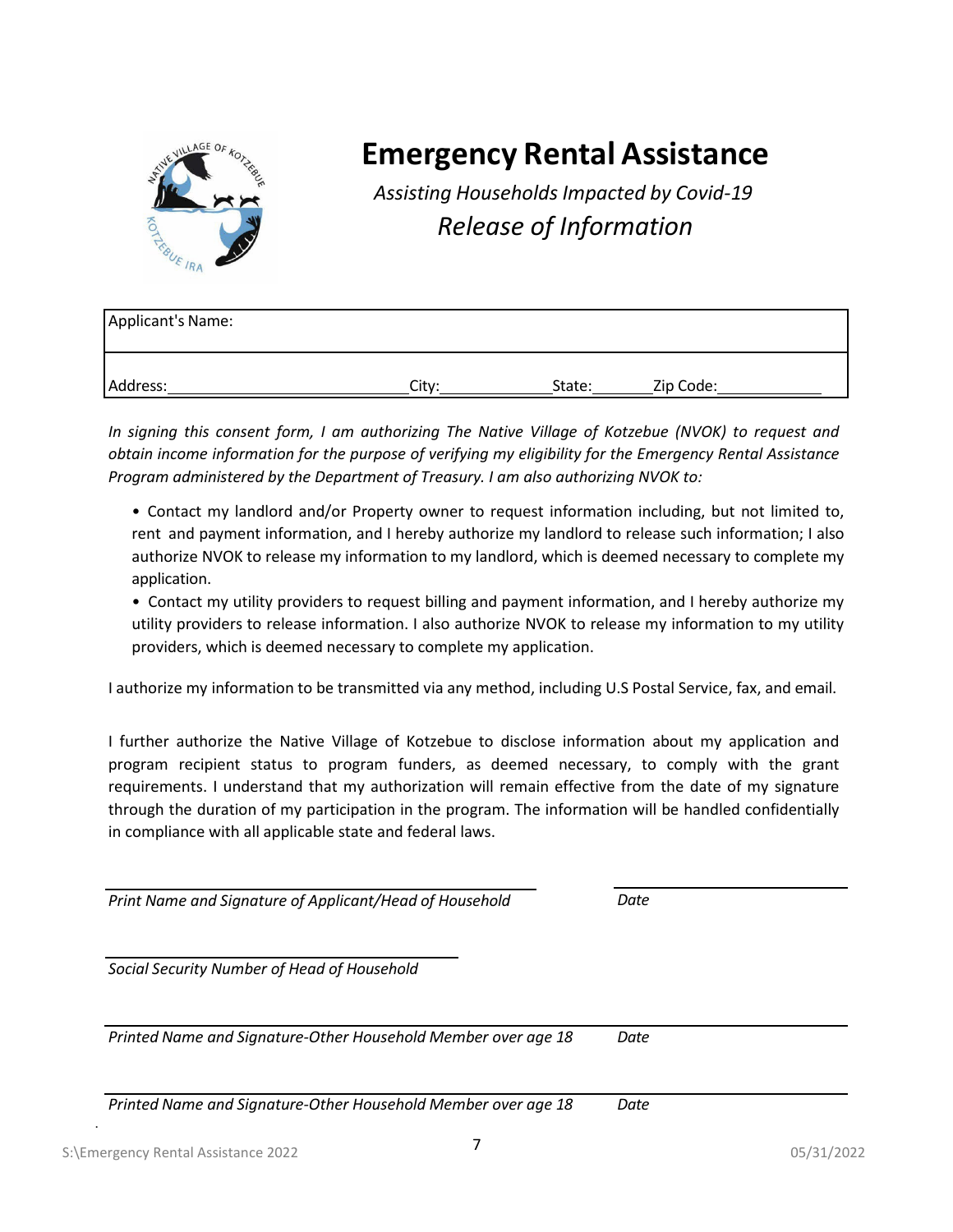# Emergency Rental Assistance

*Assisting Households Impacted by Covid-19*

*Release of Information*

| Applicant's Name: | | | |
|---|---|---|---|
| Address: ____________ | City: ____________ | State: ______ | Zip Code: ____________ |

*In signing this consent form, I am authorizing The Native Village of Kotzebue (NVOK) to request and obtain income information for the purpose of verifying my eligibility for the Emergency Rental Assistance Program administered by the Department of Treasury. I am also authorizing NVOK to:*

- Contact my landlord and/or Property owner to request information including, but not limited to, rent and payment information, and I hereby authorize my landlord to release such information; I also authorize NVOK to release my information to my landlord, which is deemed necessary to complete my application.
- Contact my utility providers to request billing and payment information, and I hereby authorize my utility providers to release information. I also authorize NVOK to release my information to my utility providers, which is deemed necessary to complete my application.

I authorize my information to be transmitted via any method, including U.S Postal Service, fax, and email.

I further authorize the Native Village of Kotzebue to disclose information about my application and program recipient status to program funders, as deemed necessary, to comply with the grant requirements. I understand that my authorization will remain effective from the date of my signature through the duration of my participation in the program. The information will be handled confidentially in compliance with all applicable state and federal laws.

______________________________________________ ______________________

*Print Name and Signature of Applicant/Head of Household* *Date*

______________________________________________

*Social Security Number of Head of Household*

______________________________________________ ______________________

*Printed Name and Signature-Other Household Member over age 18* *Date*

______________________________________________ ______________________

*Printed Name and Signature-Other Household Member over age 18* *Date*